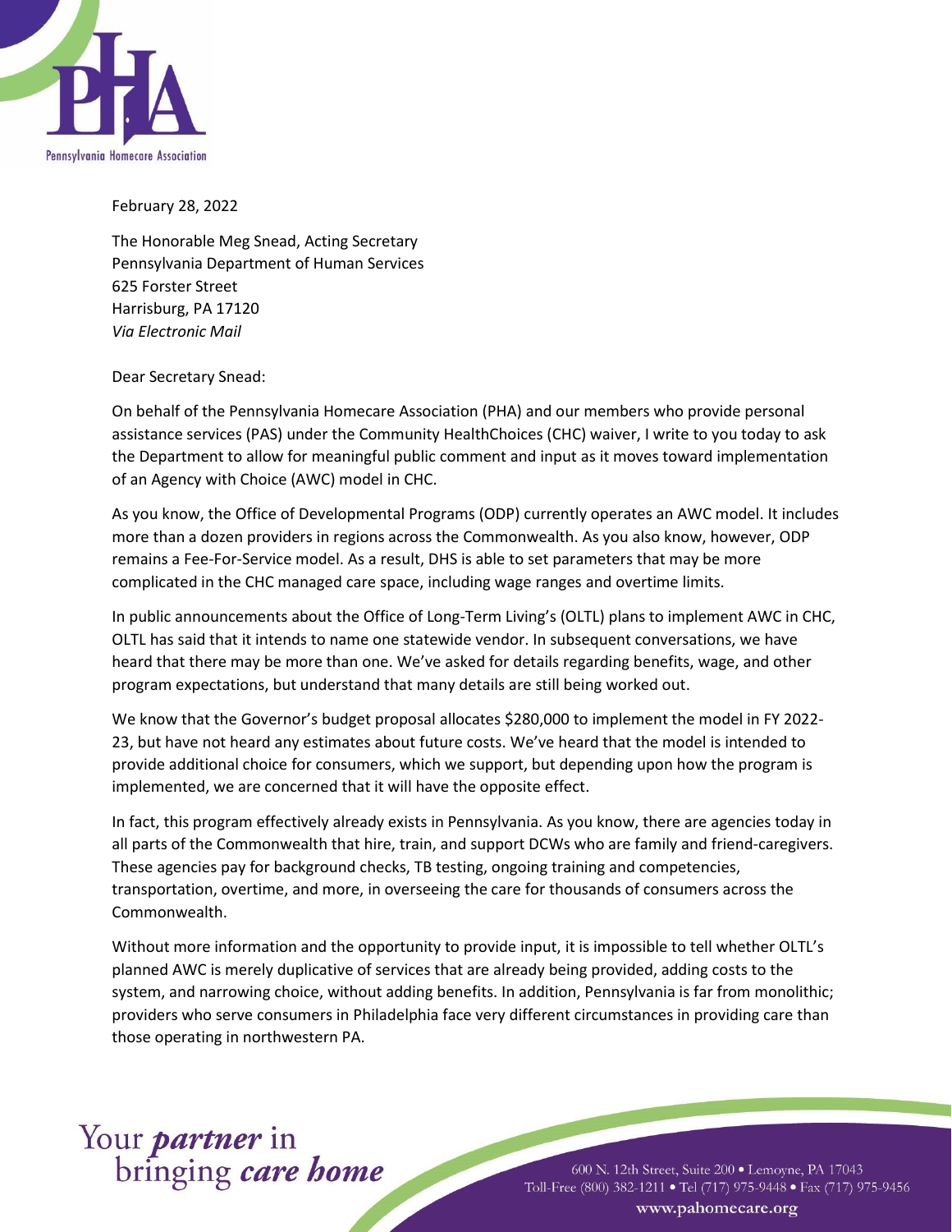Pennsylvania Homecare Association

February 28, 2022

The Honorable Meg Snead, Acting Secretary
Pennsylvania Department of Human Services
625 Forster Street
Harrisburg, PA 17120
*Via Electronic Mail*

Dear Secretary Snead:

On behalf of the Pennsylvania Homecare Association (PHA) and our members who provide personal assistance services (PAS) under the Community HealthChoices (CHC) waiver, I write to you today to ask the Department to allow for meaningful public comment and input as it moves toward implementation of an Agency with Choice (AWC) model in CHC.

As you know, the Office of Developmental Programs (ODP) currently operates an AWC model. It includes more than a dozen providers in regions across the Commonwealth. As you also know, however, ODP remains a Fee-For-Service model. As a result, DHS is able to set parameters that may be more complicated in the CHC managed care space, including wage ranges and overtime limits.

In public announcements about the Office of Long-Term Living's (OLTL) plans to implement AWC in CHC, OLTL has said that it intends to name one statewide vendor. In subsequent conversations, we have heard that there may be more than one. We've asked for details regarding benefits, wage, and other program expectations, but understand that many details are still being worked out.

We know that the Governor's budget proposal allocates $280,000 to implement the model in FY 2022-23, but have not heard any estimates about future costs. We've heard that the model is intended to provide additional choice for consumers, which we support, but depending upon how the program is implemented, we are concerned that it will have the opposite effect.

In fact, this program effectively already exists in Pennsylvania. As you know, there are agencies today in all parts of the Commonwealth that hire, train, and support DCWs who are family and friend-caregivers. These agencies pay for background checks, TB testing, ongoing training and competencies, transportation, overtime, and more, in overseeing the care for thousands of consumers across the Commonwealth.

Without more information and the opportunity to provide input, it is impossible to tell whether OLTL's planned AWC is merely duplicative of services that are already being provided, adding costs to the system, and narrowing choice, without adding benefits. In addition, Pennsylvania is far from monolithic; providers who serve consumers in Philadelphia face very different circumstances in providing care than those operating in northwestern PA.

Your *partner* in bringing *care home*

600 N. 12th Street, Suite 200 • Lemoyne, PA 17043
Toll-Free (800) 382-1211 • Tel (717) 975-9448 • Fax (717) 975-9456
www.pahomecare.org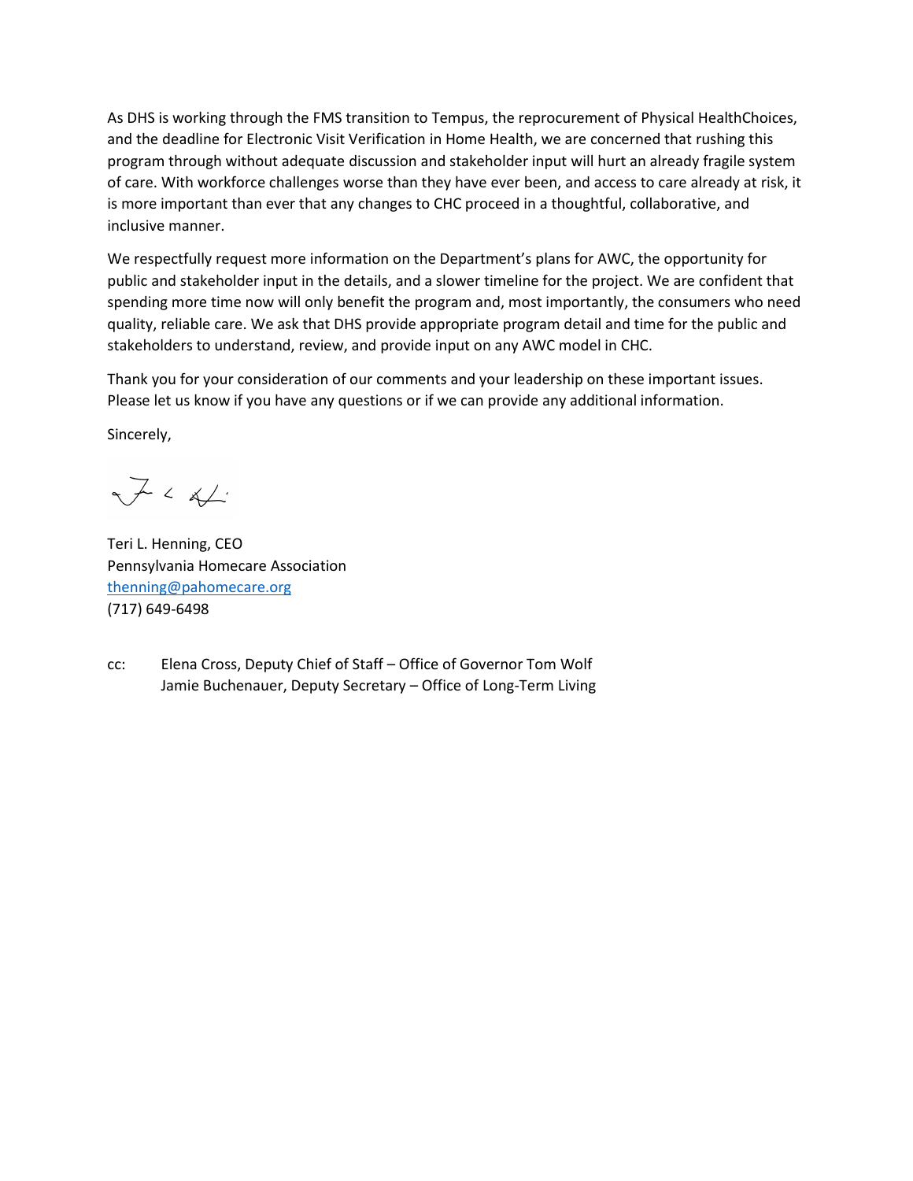As DHS is working through the FMS transition to Tempus, the reprocurement of Physical HealthChoices, and the deadline for Electronic Visit Verification in Home Health, we are concerned that rushing this program through without adequate discussion and stakeholder input will hurt an already fragile system of care. With workforce challenges worse than they have ever been, and access to care already at risk, it is more important than ever that any changes to CHC proceed in a thoughtful, collaborative, and inclusive manner.

We respectfully request more information on the Department's plans for AWC, the opportunity for public and stakeholder input in the details, and a slower timeline for the project. We are confident that spending more time now will only benefit the program and, most importantly, the consumers who need quality, reliable care. We ask that DHS provide appropriate program detail and time for the public and stakeholders to understand, review, and provide input on any AWC model in CHC.

Thank you for your consideration of our comments and your leadership on these important issues. Please let us know if you have any questions or if we can provide any additional information.

Sincerely,

Teri L. Henning, CEO
Pennsylvania Homecare Association
thenning@pahomecare.org
(717) 649-6498

cc: Elena Cross, Deputy Chief of Staff – Office of Governor Tom Wolf
Jamie Buchenauer, Deputy Secretary – Office of Long-Term Living